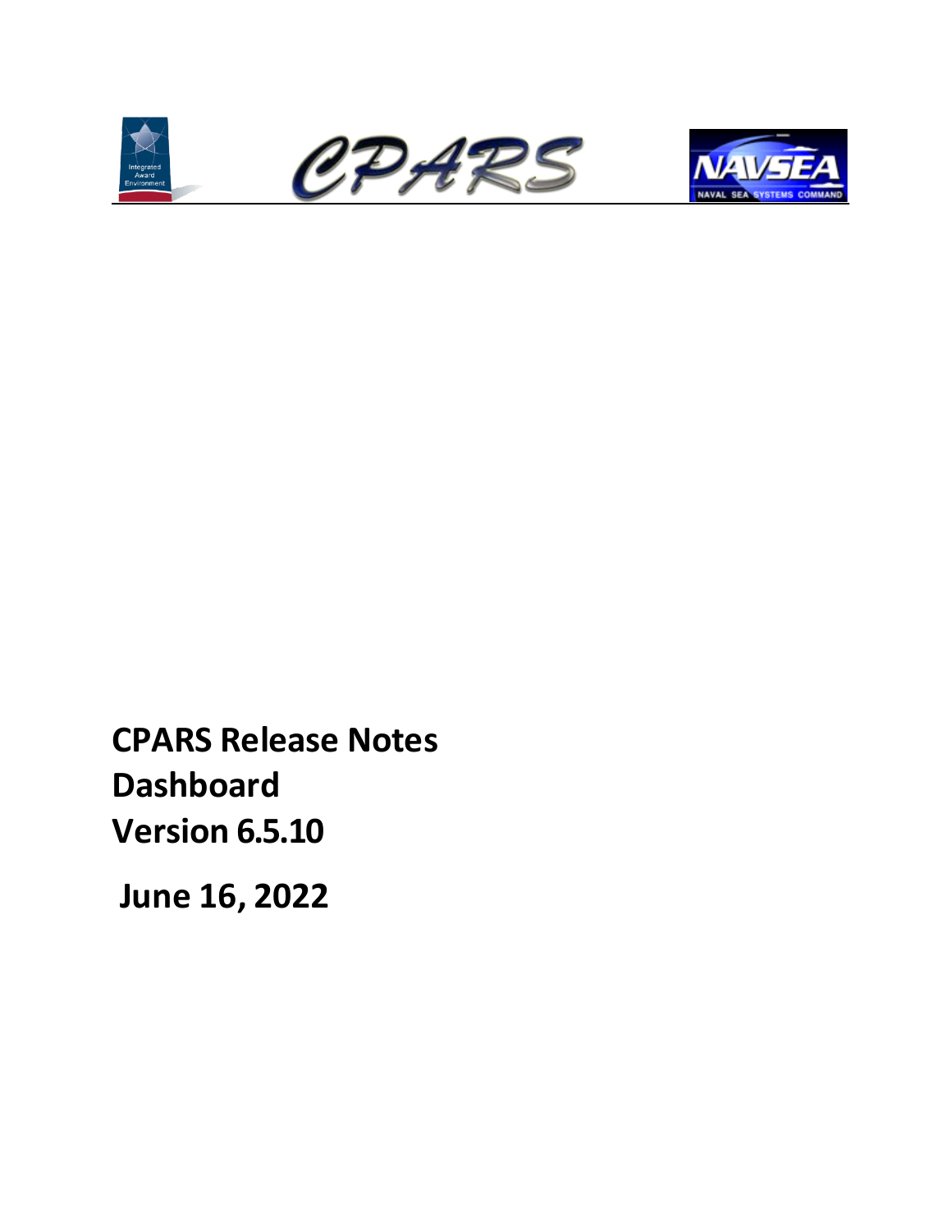**CPARS Release Notes**
**Dashboard**
**Version 6.5.10**

**June 16, 2022**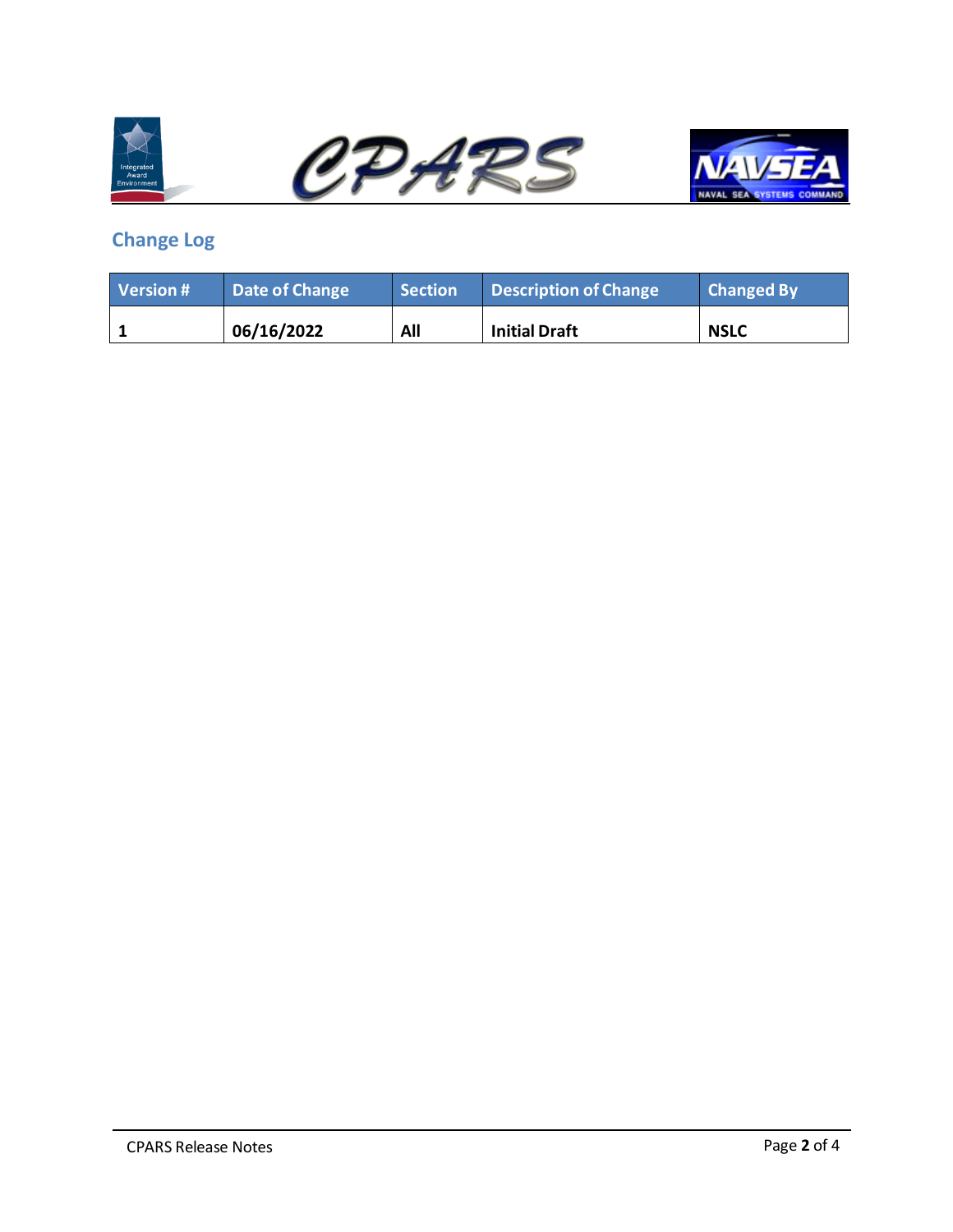## Change Log

| Version # | Date of Change | Section | Description of Change | Changed By |
|---|---|---|---|---|
| **1** | **06/16/2022** | **All** | **Initial Draft** | **NSLC** |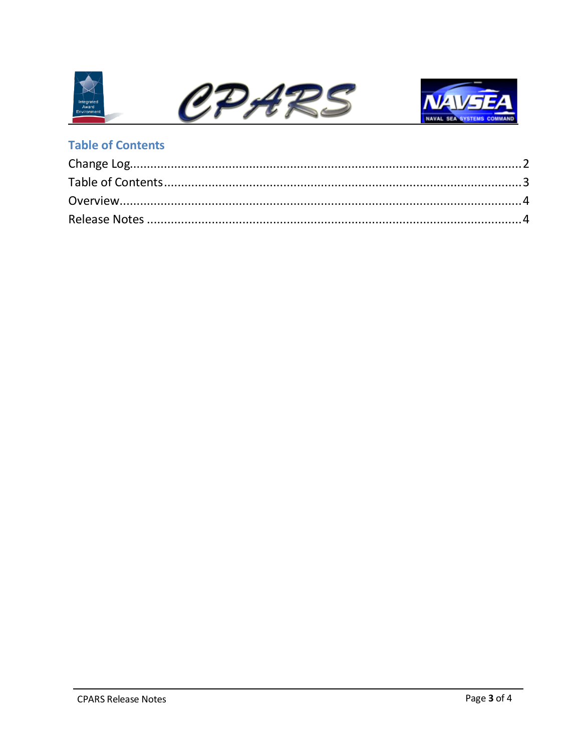## Table of Contents

Change Log....................................................................................................................2
Table of Contents.........................................................................................................3
Overview......................................................................................................................4
Release Notes ..............................................................................................................4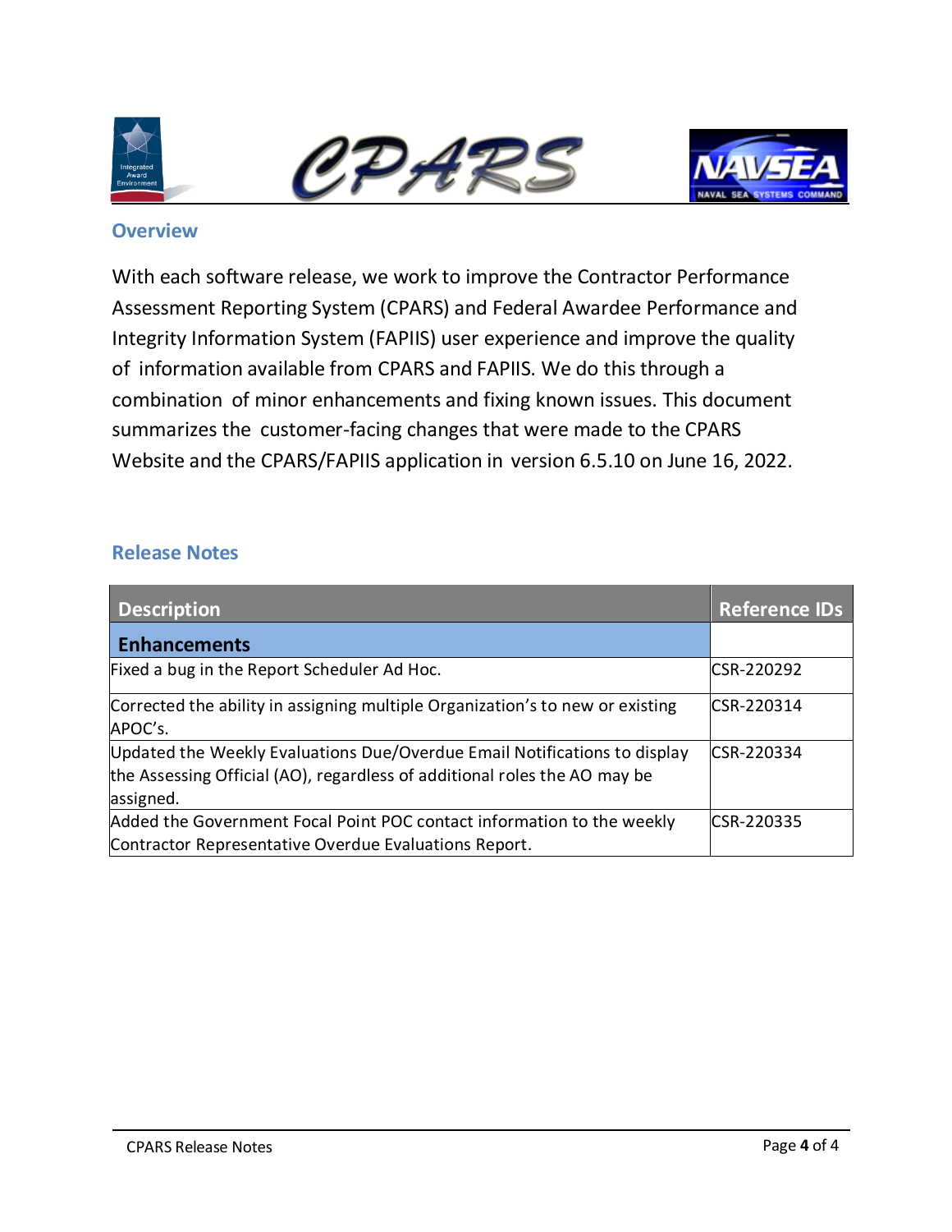## Overview

With each software release, we work to improve the Contractor Performance Assessment Reporting System (CPARS) and Federal Awardee Performance and Integrity Information System (FAPIIS) user experience and improve the quality of information available from CPARS and FAPIIS. We do this through a combination of minor enhancements and fixing known issues. This document summarizes the customer-facing changes that were made to the CPARS Website and the CPARS/FAPIIS application in version 6.5.10 on June 16, 2022.

## Release Notes

| Description | Reference IDs |
| --- | --- |
| **Enhancements** | |
| Fixed a bug in the Report Scheduler Ad Hoc. | CSR-220292 |
| Corrected the ability in assigning multiple Organization's to new or existing APOC's. | CSR-220314 |
| Updated the Weekly Evaluations Due/Overdue Email Notifications to display the Assessing Official (AO), regardless of additional roles the AO may be assigned. | CSR-220334 |
| Added the Government Focal Point POC contact information to the weekly Contractor Representative Overdue Evaluations Report. | CSR-220335 |